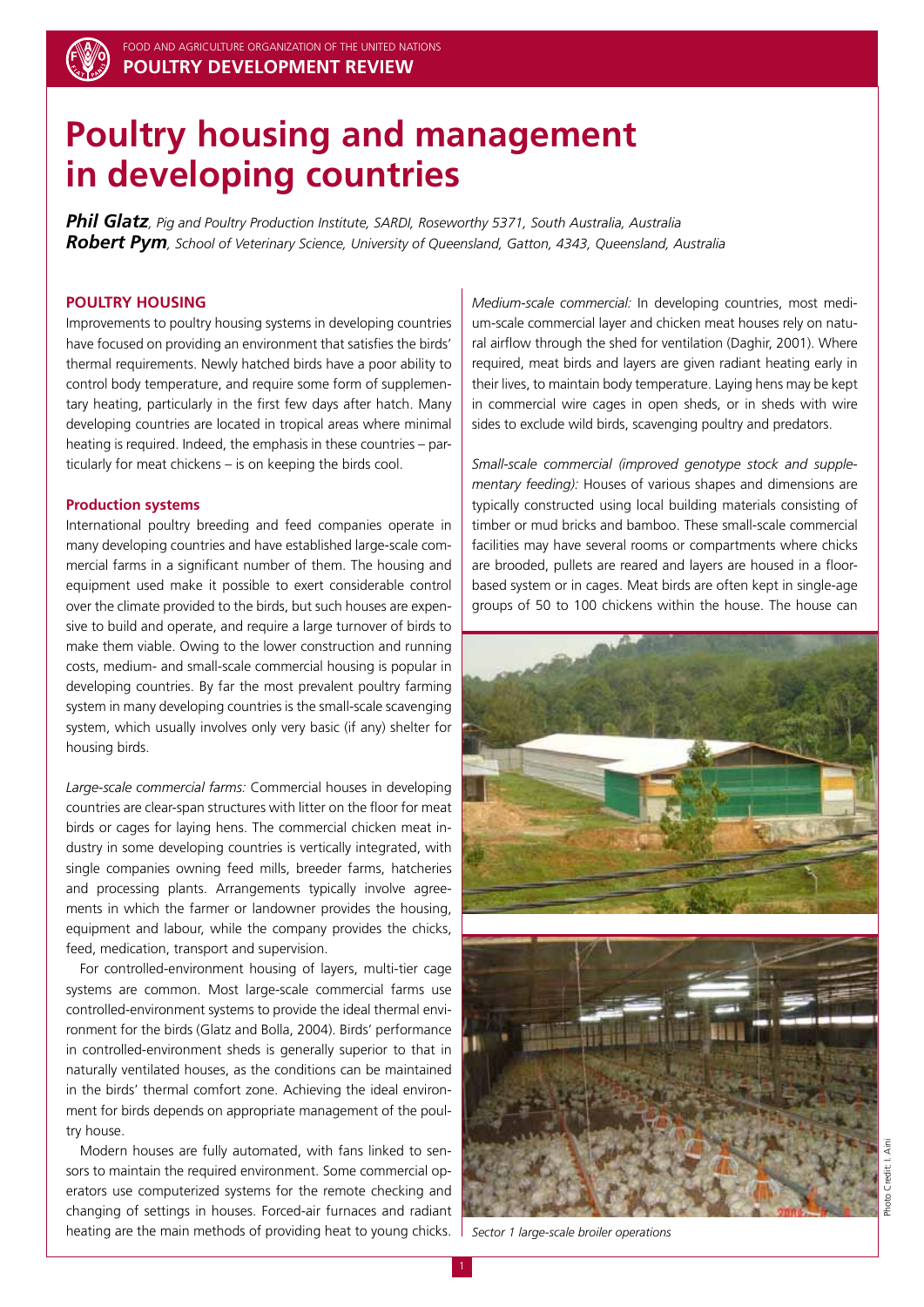# Poultry housing and management in developing countries

***Phil Glatz**, Pig and Poultry Production Institute, SARDI, Roseworthy 5371, South Australia, Australia*
***Robert Pym**, School of Veterinary Science, University of Queensland, Gatton, 4343, Queensland, Australia*

## POULTRY HOUSING

Improvements to poultry housing systems in developing countries have focused on providing an environment that satisfies the birds' thermal requirements. Newly hatched birds have a poor ability to control body temperature, and require some form of supplementary heating, particularly in the first few days after hatch. Many developing countries are located in tropical areas where minimal heating is required. Indeed, the emphasis in these countries – particularly for meat chickens – is on keeping the birds cool.

### Production systems

International poultry breeding and feed companies operate in many developing countries and have established large-scale commercial farms in a significant number of them. The housing and equipment used make it possible to exert considerable control over the climate provided to the birds, but such houses are expensive to build and operate, and require a large turnover of birds to make them viable. Owing to the lower construction and running costs, medium- and small-scale commercial housing is popular in developing countries. By far the most prevalent poultry farming system in many developing countries is the small-scale scavenging system, which usually involves only very basic (if any) shelter for housing birds.

*Large-scale commercial farms:* Commercial houses in developing countries are clear-span structures with litter on the floor for meat birds or cages for laying hens. The commercial chicken meat industry in some developing countries is vertically integrated, with single companies owning feed mills, breeder farms, hatcheries and processing plants. Arrangements typically involve agreements in which the farmer or landowner provides the housing, equipment and labour, while the company provides the chicks, feed, medication, transport and supervision.

For controlled-environment housing of layers, multi-tier cage systems are common. Most large-scale commercial farms use controlled-environment systems to provide the ideal thermal environment for the birds (Glatz and Bolla, 2004). Birds' performance in controlled-environment sheds is generally superior to that in naturally ventilated houses, as the conditions can be maintained in the birds' thermal comfort zone. Achieving the ideal environment for birds depends on appropriate management of the poultry house.

Modern houses are fully automated, with fans linked to sensors to maintain the required environment. Some commercial operators use computerized systems for the remote checking and changing of settings in houses. Forced-air furnaces and radiant heating are the main methods of providing heat to young chicks.

*Medium-scale commercial:* In developing countries, most medium-scale commercial layer and chicken meat houses rely on natural airflow through the shed for ventilation (Daghir, 2001). Where required, meat birds and layers are given radiant heating early in their lives, to maintain body temperature. Laying hens may be kept in commercial wire cages in open sheds, or in sheds with wire sides to exclude wild birds, scavenging poultry and predators.

*Small-scale commercial (improved genotype stock and supplementary feeding):* Houses of various shapes and dimensions are typically constructed using local building materials consisting of timber or mud bricks and bamboo. These small-scale commercial facilities may have several rooms or compartments where chicks are brooded, pullets are reared and layers are housed in a floor-based system or in cages. Meat birds are often kept in single-age groups of 50 to 100 chickens within the house. The house can

*Sector 1 large-scale broiler operations*

Photo Credit: I. Aini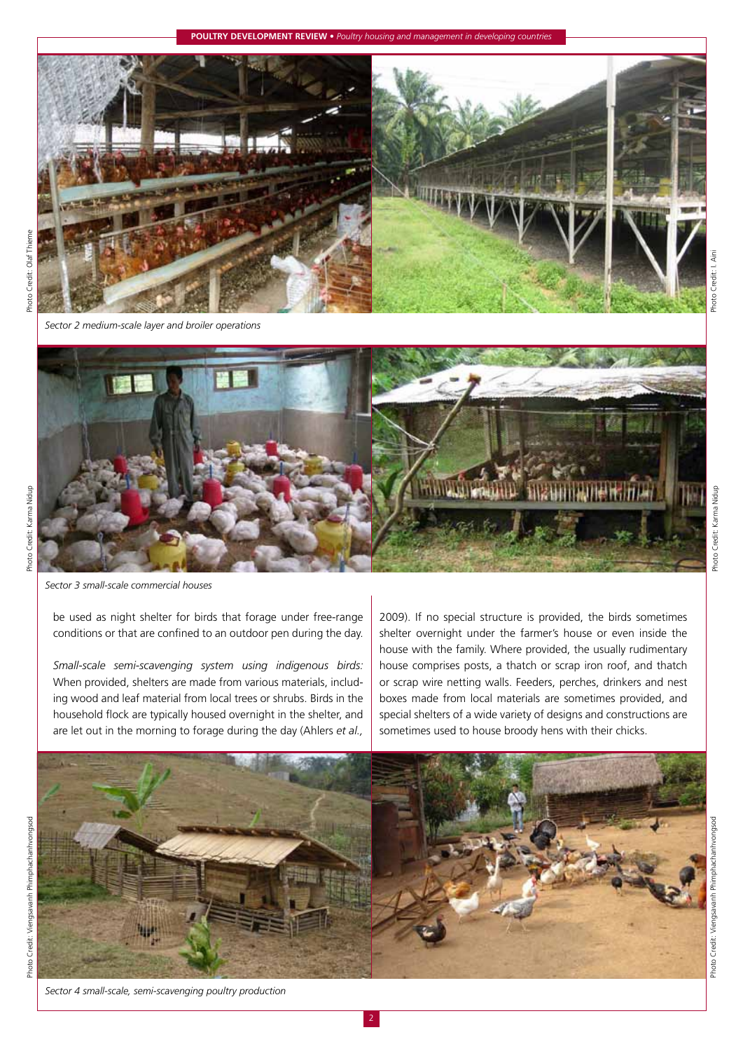Sector 2 medium-scale layer and broiler operations

Sector 3 small-scale commercial houses

be used as night shelter for birds that forage under free-range conditions or that are confined to an outdoor pen during the day.

*Small-scale semi-scavenging system using indigenous birds:* When provided, shelters are made from various materials, including wood and leaf material from local trees or shrubs. Birds in the household flock are typically housed overnight in the shelter, and are let out in the morning to forage during the day (Ahlers *et al.,* 2009). If no special structure is provided, the birds sometimes shelter overnight under the farmer's house or even inside the house with the family. Where provided, the usually rudimentary house comprises posts, a thatch or scrap iron roof, and thatch or scrap wire netting walls. Feeders, perches, drinkers and nest boxes made from local materials are sometimes provided, and special shelters of a wide variety of designs and constructions are sometimes used to house broody hens with their chicks.

Sector 4 small-scale, semi-scavenging poultry production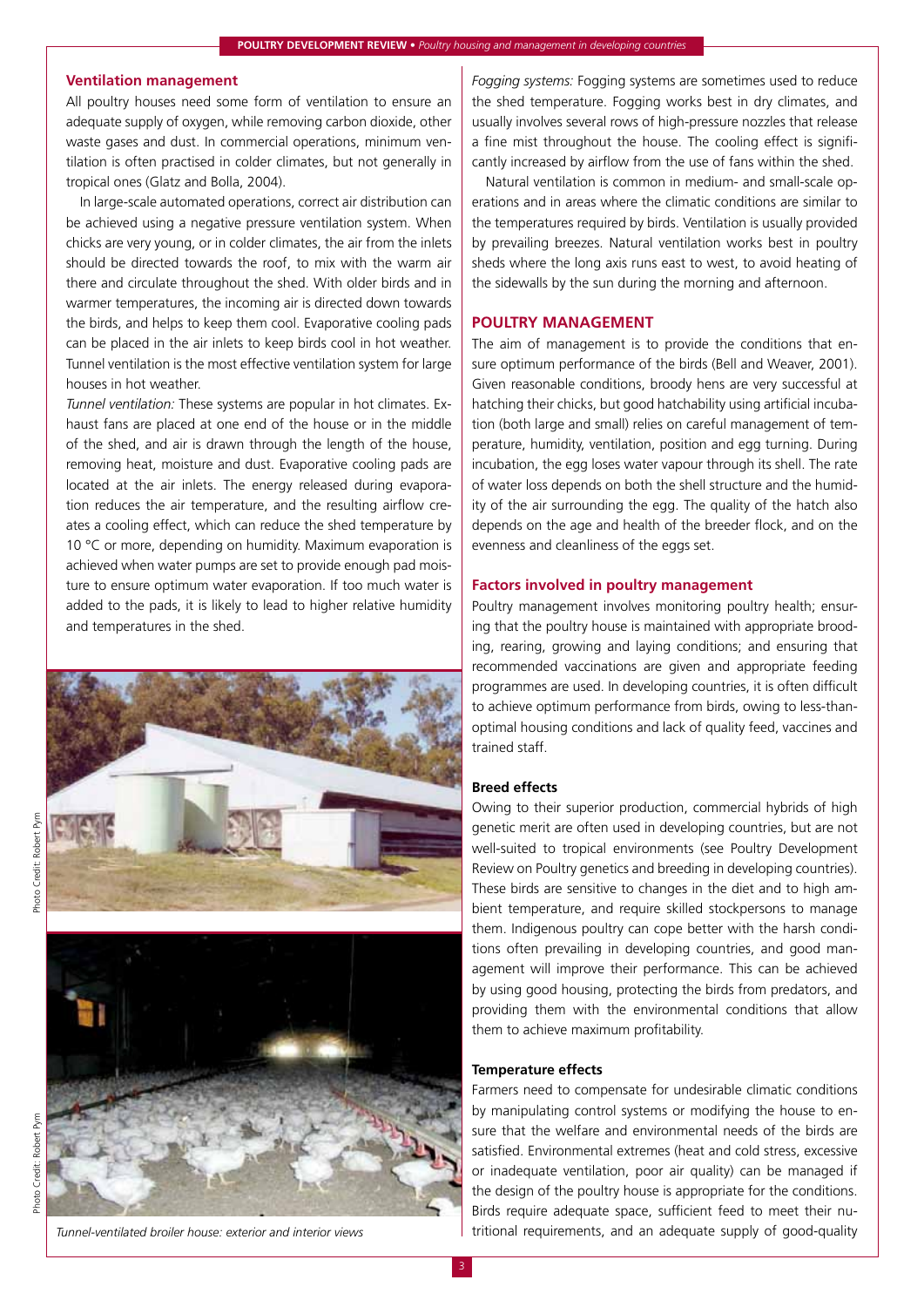### Ventilation management

All poultry houses need some form of ventilation to ensure an adequate supply of oxygen, while removing carbon dioxide, other waste gases and dust. In commercial operations, minimum ventilation is often practised in colder climates, but not generally in tropical ones (Glatz and Bolla, 2004).

In large-scale automated operations, correct air distribution can be achieved using a negative pressure ventilation system. When chicks are very young, or in colder climates, the air from the inlets should be directed towards the roof, to mix with the warm air there and circulate throughout the shed. With older birds and in warmer temperatures, the incoming air is directed down towards the birds, and helps to keep them cool. Evaporative cooling pads can be placed in the air inlets to keep birds cool in hot weather. Tunnel ventilation is the most effective ventilation system for large houses in hot weather.

*Tunnel ventilation:* These systems are popular in hot climates. Exhaust fans are placed at one end of the house or in the middle of the shed, and air is drawn through the length of the house, removing heat, moisture and dust. Evaporative cooling pads are located at the air inlets. The energy released during evaporation reduces the air temperature, and the resulting airflow creates a cooling effect, which can reduce the shed temperature by 10 °C or more, depending on humidity. Maximum evaporation is achieved when water pumps are set to provide enough pad moisture to ensure optimum water evaporation. If too much water is added to the pads, it is likely to lead to higher relative humidity and temperatures in the shed.

Photo Credit: Robert Pym

Photo Credit: Robert Pym

*Tunnel-ventilated broiler house: exterior and interior views*

*Fogging systems:* Fogging systems are sometimes used to reduce the shed temperature. Fogging works best in dry climates, and usually involves several rows of high-pressure nozzles that release a fine mist throughout the house. The cooling effect is significantly increased by airflow from the use of fans within the shed.

Natural ventilation is common in medium- and small-scale operations and in areas where the climatic conditions are similar to the temperatures required by birds. Ventilation is usually provided by prevailing breezes. Natural ventilation works best in poultry sheds where the long axis runs east to west, to avoid heating of the sidewalls by the sun during the morning and afternoon.

## POULTRY MANAGEMENT

The aim of management is to provide the conditions that ensure optimum performance of the birds (Bell and Weaver, 2001). Given reasonable conditions, broody hens are very successful at hatching their chicks, but good hatchability using artificial incubation (both large and small) relies on careful management of temperature, humidity, ventilation, position and egg turning. During incubation, the egg loses water vapour through its shell. The rate of water loss depends on both the shell structure and the humidity of the air surrounding the egg. The quality of the hatch also depends on the age and health of the breeder flock, and on the evenness and cleanliness of the eggs set.

### Factors involved in poultry management

Poultry management involves monitoring poultry health; ensuring that the poultry house is maintained with appropriate brooding, rearing, growing and laying conditions; and ensuring that recommended vaccinations are given and appropriate feeding programmes are used. In developing countries, it is often difficult to achieve optimum performance from birds, owing to less-than-optimal housing conditions and lack of quality feed, vaccines and trained staff.

#### Breed effects

Owing to their superior production, commercial hybrids of high genetic merit are often used in developing countries, but are not well-suited to tropical environments (see Poultry Development Review on Poultry genetics and breeding in developing countries). These birds are sensitive to changes in the diet and to high ambient temperature, and require skilled stockpersons to manage them. Indigenous poultry can cope better with the harsh conditions often prevailing in developing countries, and good management will improve their performance. This can be achieved by using good housing, protecting the birds from predators, and providing them with the environmental conditions that allow them to achieve maximum profitability.

#### Temperature effects

Farmers need to compensate for undesirable climatic conditions by manipulating control systems or modifying the house to ensure that the welfare and environmental needs of the birds are satisfied. Environmental extremes (heat and cold stress, excessive or inadequate ventilation, poor air quality) can be managed if the design of the poultry house is appropriate for the conditions. Birds require adequate space, sufficient feed to meet their nutritional requirements, and an adequate supply of good-quality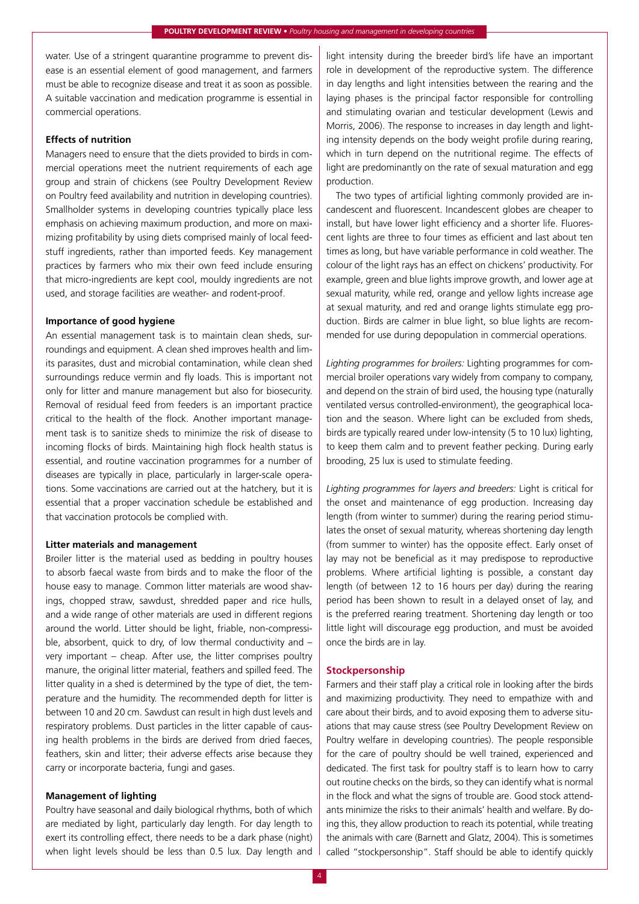water. Use of a stringent quarantine programme to prevent disease is an essential element of good management, and farmers must be able to recognize disease and treat it as soon as possible. A suitable vaccination and medication programme is essential in commercial operations.

### Effects of nutrition

Managers need to ensure that the diets provided to birds in commercial operations meet the nutrient requirements of each age group and strain of chickens (see Poultry Development Review on Poultry feed availability and nutrition in developing countries). Smallholder systems in developing countries typically place less emphasis on achieving maximum production, and more on maximizing profitability by using diets comprised mainly of local feedstuff ingredients, rather than imported feeds. Key management practices by farmers who mix their own feed include ensuring that micro-ingredients are kept cool, mouldy ingredients are not used, and storage facilities are weather- and rodent-proof.

### Importance of good hygiene

An essential management task is to maintain clean sheds, surroundings and equipment. A clean shed improves health and limits parasites, dust and microbial contamination, while clean shed surroundings reduce vermin and fly loads. This is important not only for litter and manure management but also for biosecurity. Removal of residual feed from feeders is an important practice critical to the health of the flock. Another important management task is to sanitize sheds to minimize the risk of disease to incoming flocks of birds. Maintaining high flock health status is essential, and routine vaccination programmes for a number of diseases are typically in place, particularly in larger-scale operations. Some vaccinations are carried out at the hatchery, but it is essential that a proper vaccination schedule be established and that vaccination protocols be complied with.

### Litter materials and management

Broiler litter is the material used as bedding in poultry houses to absorb faecal waste from birds and to make the floor of the house easy to manage. Common litter materials are wood shavings, chopped straw, sawdust, shredded paper and rice hulls, and a wide range of other materials are used in different regions around the world. Litter should be light, friable, non-compressible, absorbent, quick to dry, of low thermal conductivity and – very important – cheap. After use, the litter comprises poultry manure, the original litter material, feathers and spilled feed. The litter quality in a shed is determined by the type of diet, the temperature and the humidity. The recommended depth for litter is between 10 and 20 cm. Sawdust can result in high dust levels and respiratory problems. Dust particles in the litter capable of causing health problems in the birds are derived from dried faeces, feathers, skin and litter; their adverse effects arise because they carry or incorporate bacteria, fungi and gases.

### Management of lighting

Poultry have seasonal and daily biological rhythms, both of which are mediated by light, particularly day length. For day length to exert its controlling effect, there needs to be a dark phase (night) when light levels should be less than 0.5 lux. Day length and light intensity during the breeder bird's life have an important role in development of the reproductive system. The difference in day lengths and light intensities between the rearing and the laying phases is the principal factor responsible for controlling and stimulating ovarian and testicular development (Lewis and Morris, 2006). The response to increases in day length and lighting intensity depends on the body weight profile during rearing, which in turn depend on the nutritional regime. The effects of light are predominantly on the rate of sexual maturation and egg production.

The two types of artificial lighting commonly provided are incandescent and fluorescent. Incandescent globes are cheaper to install, but have lower light efficiency and a shorter life. Fluorescent lights are three to four times as efficient and last about ten times as long, but have variable performance in cold weather. The colour of the light rays has an effect on chickens' productivity. For example, green and blue lights improve growth, and lower age at sexual maturity, while red, orange and yellow lights increase age at sexual maturity, and red and orange lights stimulate egg production. Birds are calmer in blue light, so blue lights are recommended for use during depopulation in commercial operations.

*Lighting programmes for broilers:* Lighting programmes for commercial broiler operations vary widely from company to company, and depend on the strain of bird used, the housing type (naturally ventilated versus controlled-environment), the geographical location and the season. Where light can be excluded from sheds, birds are typically reared under low-intensity (5 to 10 lux) lighting, to keep them calm and to prevent feather pecking. During early brooding, 25 lux is used to stimulate feeding.

*Lighting programmes for layers and breeders:* Light is critical for the onset and maintenance of egg production. Increasing day length (from winter to summer) during the rearing period stimulates the onset of sexual maturity, whereas shortening day length (from summer to winter) has the opposite effect. Early onset of lay may not be beneficial as it may predispose to reproductive problems. Where artificial lighting is possible, a constant day length (of between 12 to 16 hours per day) during the rearing period has been shown to result in a delayed onset of lay, and is the preferred rearing treatment. Shortening day length or too little light will discourage egg production, and must be avoided once the birds are in lay.

### Stockpersonship

Farmers and their staff play a critical role in looking after the birds and maximizing productivity. They need to empathize with and care about their birds, and to avoid exposing them to adverse situations that may cause stress (see Poultry Development Review on Poultry welfare in developing countries). The people responsible for the care of poultry should be well trained, experienced and dedicated. The first task for poultry staff is to learn how to carry out routine checks on the birds, so they can identify what is normal in the flock and what the signs of trouble are. Good stock attendants minimize the risks to their animals' health and welfare. By doing this, they allow production to reach its potential, while treating the animals with care (Barnett and Glatz, 2004). This is sometimes called "stockpersonship". Staff should be able to identify quickly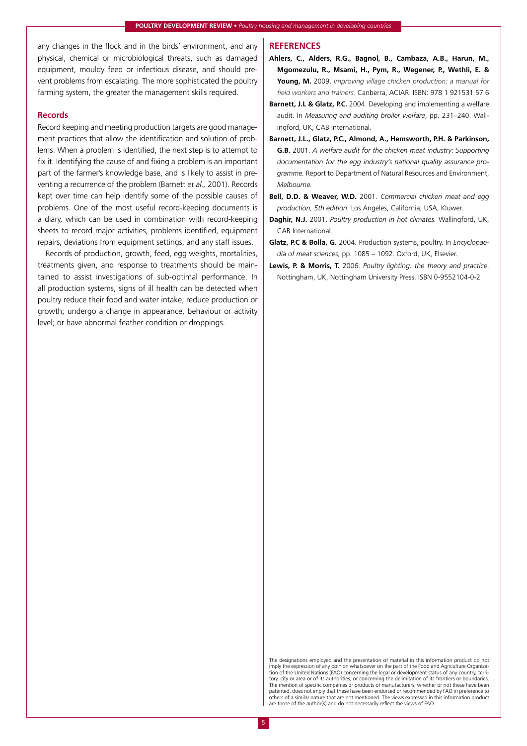any changes in the flock and in the birds' environment, and any physical, chemical or microbiological threats, such as damaged equipment, mouldy feed or infectious disease, and should prevent problems from escalating. The more sophisticated the poultry farming system, the greater the management skills required.

### Records

Record keeping and meeting production targets are good management practices that allow the identification and solution of problems. When a problem is identified, the next step is to attempt to fix it. Identifying the cause of and fixing a problem is an important part of the farmer's knowledge base, and is likely to assist in preventing a recurrence of the problem (Barnett *et al.,* 2001). Records kept over time can help identify some of the possible causes of problems. One of the most useful record-keeping documents is a diary, which can be used in combination with record-keeping sheets to record major activities, problems identified, equipment repairs, deviations from equipment settings, and any staff issues.

Records of production, growth, feed, egg weights, mortalities, treatments given, and response to treatments should be maintained to assist investigations of sub-optimal performance. In all production systems, signs of ill health can be detected when poultry reduce their food and water intake; reduce production or growth; undergo a change in appearance, behaviour or activity level; or have abnormal feather condition or droppings.

## REFERENCES

**Ahlers, C., Alders, R.G., Bagnol, B., Cambaza, A.B., Harun, M., Mgomezulu, R., Msami, H., Pym, R., Wegener, P., Wethli, E. & Young, M.** 2009. *Improving village chicken production: a manual for field workers and trainers.* Canberra, ACIAR. ISBN: 978 1 921531 57 6

**Barnett, J.L & Glatz, P.C.** 2004. Developing and implementing a welfare audit. In *Measuring and auditing broiler welfare*, pp. 231–240. Wallingford, UK, CAB International.

**Barnett, J.L., Glatz, P.C., Almond, A., Hemsworth, P.H. & Parkinson, G.B.** 2001. *A welfare audit for the chicken meat industry: Supporting documentation for the egg industry's national quality assurance programme.* Report to Department of Natural Resources and Environment, *Melbourne.*

**Bell, D.D. & Weaver, W.D.** 2001. *Commercial chicken meat and egg production, 5th edition.* Los Angeles, California, USA, Kluwer.

**Daghir, N.J.** 2001. *Poultry production in hot climates.* Wallingford, UK, CAB International.

**Glatz, P.C & Bolla, G.** 2004. Production systems, poultry. In *Encyclopaedia of meat sciences,* pp. 1085 – 1092. Oxford, UK, Elsevier.

**Lewis, P. & Morris, T.** 2006. *Poultry lighting: the theory and practice*. Nottingham, UK, Nottingham University Press. ISBN 0-9552104-0-2

The designations employed and the presentation of material in this information product do not imply the expression of any opinion whatsoever on the part of the Food and Agriculture Organization of the United Nations (FAO) concerning the legal or development status of any country, territory, city or area or of its authorities, or concerning the delimitation of its frontiers or boundaries. The mention of specific companies or products of manufacturers, whether or not these have been patented, does not imply that these have been endorsed or recommended by FAO in preference to others of a similar nature that are not mentioned. The views expressed in this information product are those of the author(s) and do not necessarily reflect the views of FAO.